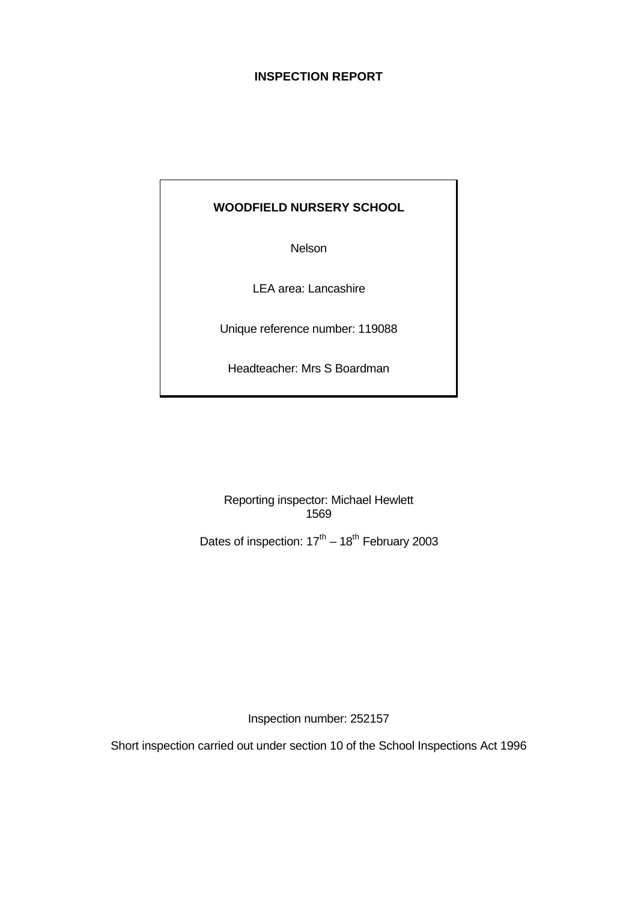# INSPECTION REPORT

**WOODFIELD NURSERY SCHOOL**

Nelson

LEA area: Lancashire

Unique reference number: 119088

Headteacher: Mrs S Boardman

Reporting inspector: Michael Hewlett
1569

Dates of inspection: 17th – 18th February 2003

Inspection number: 252157

Short inspection carried out under section 10 of the School Inspections Act 1996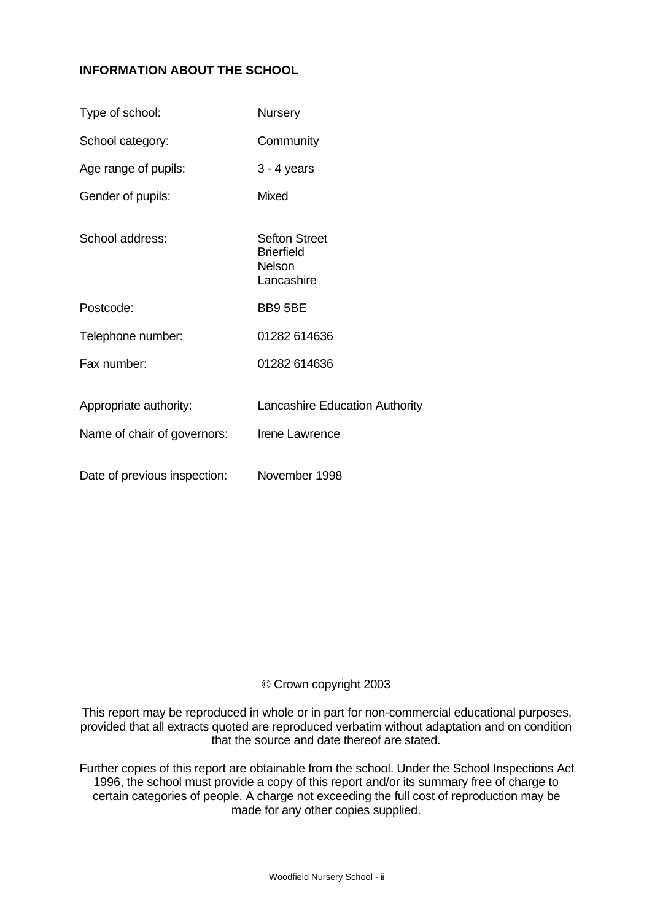**INFORMATION ABOUT THE SCHOOL**

| | |
|---|---|
| Type of school: | Nursery |
| School category: | Community |
| Age range of pupils: | 3 - 4 years |
| Gender of pupils: | Mixed |
| School address: | Sefton Street<br>Brierfield<br>Nelson<br>Lancashire |
| Postcode: | BB9 5BE |
| Telephone number: | 01282 614636 |
| Fax number: | 01282 614636 |
| Appropriate authority: | Lancashire Education Authority |
| Name of chair of governors: | Irene Lawrence |
| Date of previous inspection: | November 1998 |

© Crown copyright 2003

This report may be reproduced in whole or in part for non-commercial educational purposes, provided that all extracts quoted are reproduced verbatim without adaptation and on condition that the source and date thereof are stated.

Further copies of this report are obtainable from the school. Under the School Inspections Act 1996, the school must provide a copy of this report and/or its summary free of charge to certain categories of people. A charge not exceeding the full cost of reproduction may be made for any other copies supplied.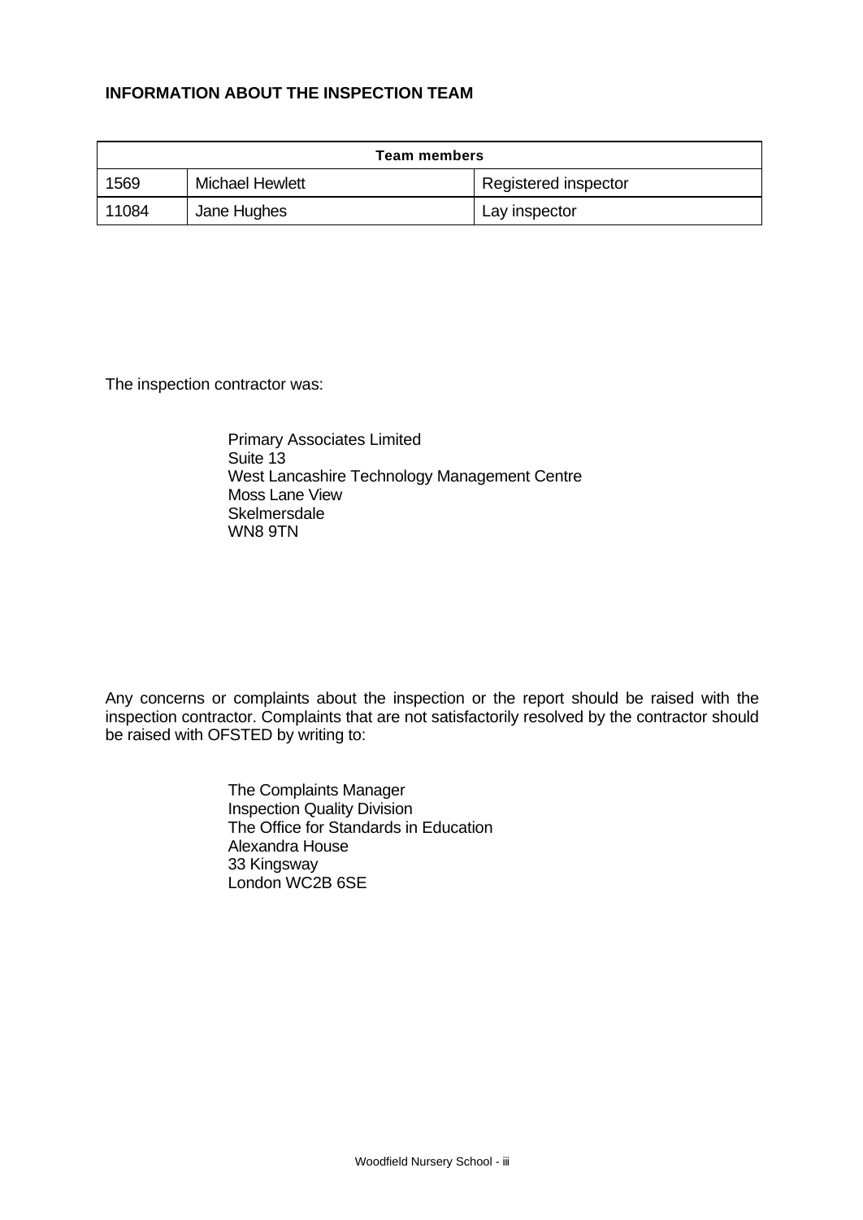**INFORMATION ABOUT THE INSPECTION TEAM**

| Team members | | |
|---|---|---|
| 1569 | Michael Hewlett | Registered inspector |
| 11084 | Jane Hughes | Lay inspector |

The inspection contractor was:

Primary Associates Limited
Suite 13
West Lancashire Technology Management Centre
Moss Lane View
Skelmersdale
WN8 9TN

Any concerns or complaints about the inspection or the report should be raised with the inspection contractor. Complaints that are not satisfactorily resolved by the contractor should be raised with OFSTED by writing to:

The Complaints Manager
Inspection Quality Division
The Office for Standards in Education
Alexandra House
33 Kingsway
London WC2B 6SE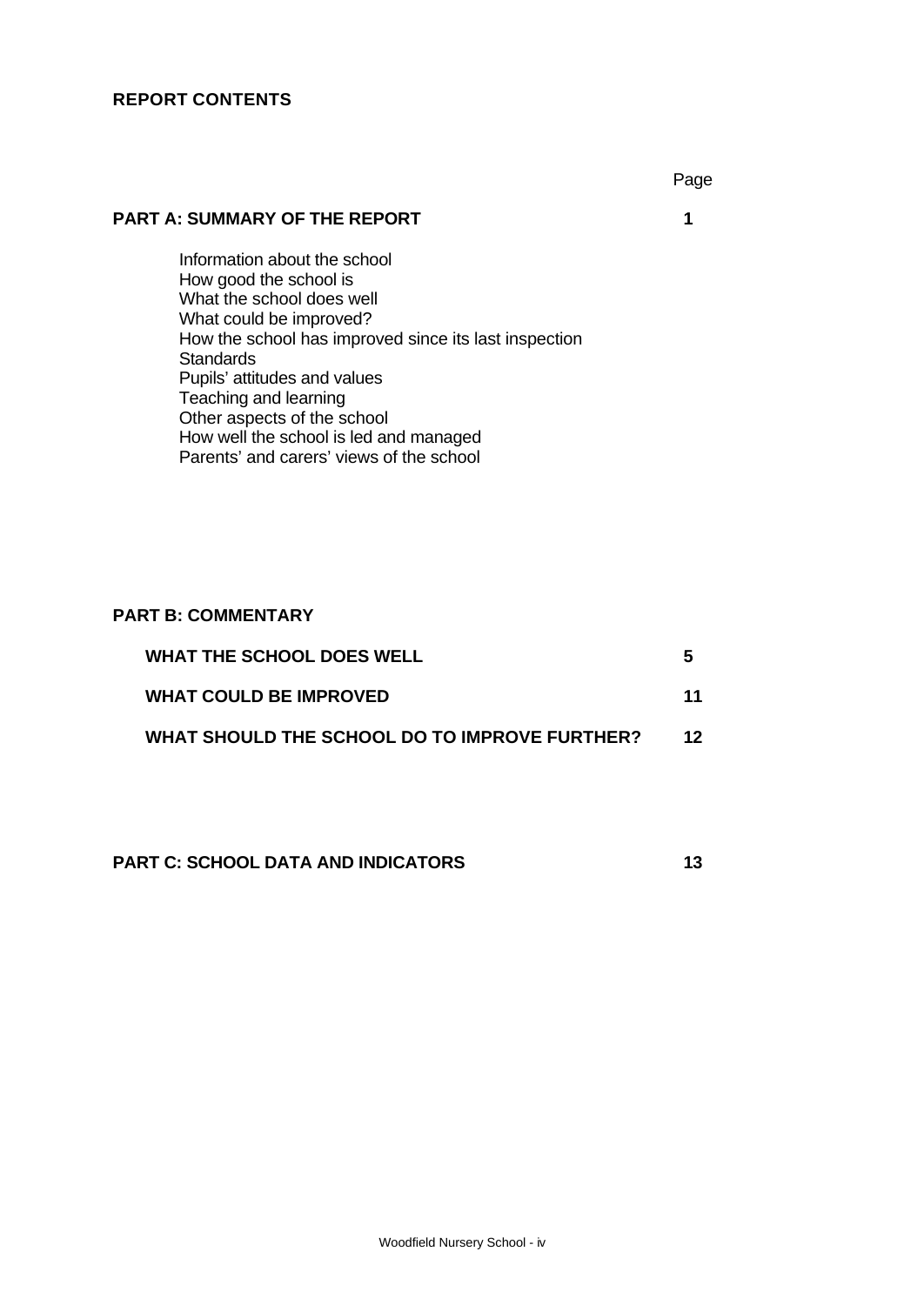**REPORT CONTENTS**

| | Page |
|---|---|
| **PART A: SUMMARY OF THE REPORT** | **1** |
| Information about the school<br>How good the school is<br>What the school does well<br>What could be improved?<br>How the school has improved since its last inspection<br>Standards<br>Pupils' attitudes and values<br>Teaching and learning<br>Other aspects of the school<br>How well the school is led and managed<br>Parents' and carers' views of the school | |
| **PART B: COMMENTARY** | |
| **WHAT THE SCHOOL DOES WELL** | **5** |
| **WHAT COULD BE IMPROVED** | **11** |
| **WHAT SHOULD THE SCHOOL DO TO IMPROVE FURTHER?** | **12** |
| **PART C: SCHOOL DATA AND INDICATORS** | **13** |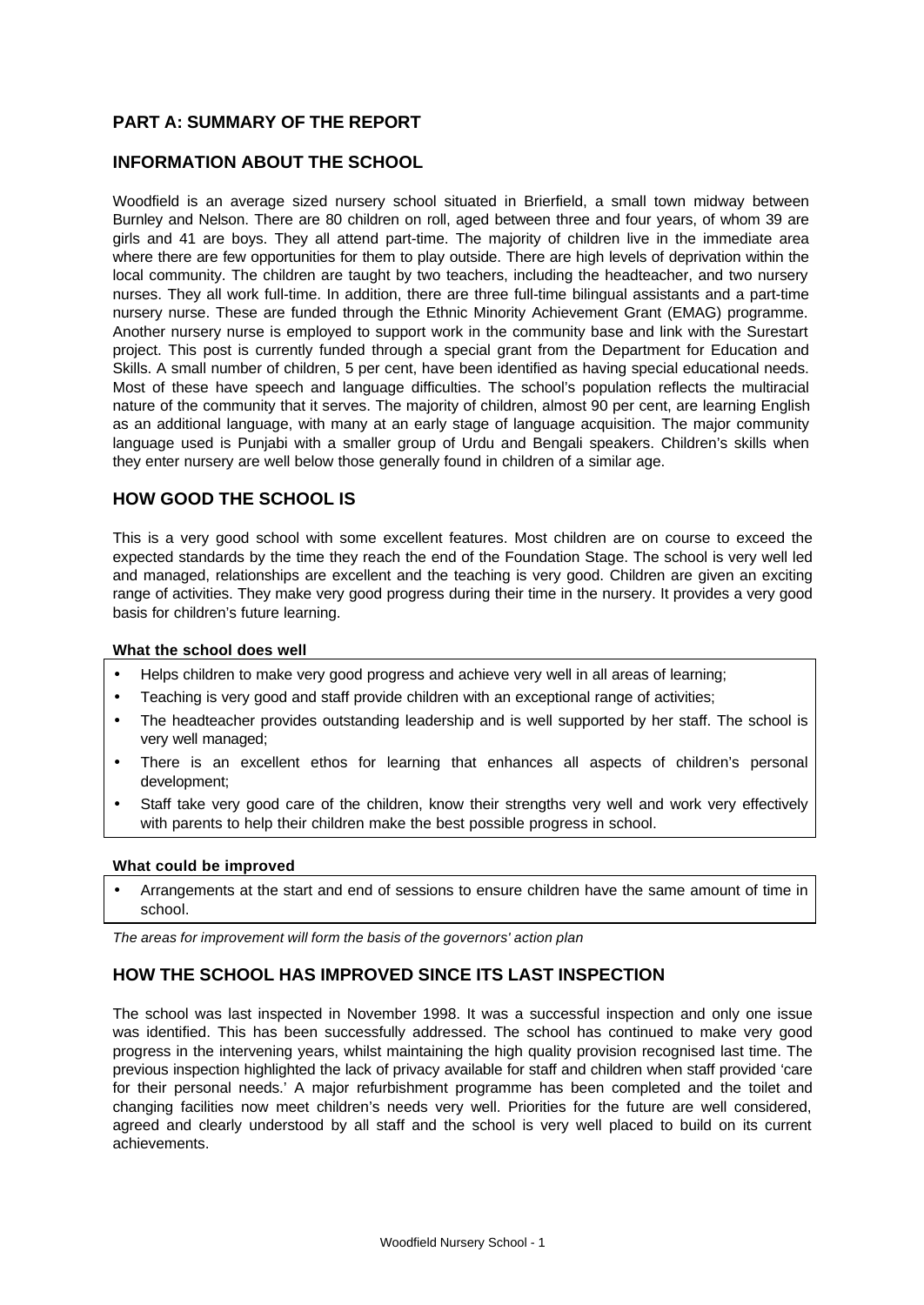## PART A: SUMMARY OF THE REPORT

## INFORMATION ABOUT THE SCHOOL

Woodfield is an average sized nursery school situated in Brierfield, a small town midway between Burnley and Nelson. There are 80 children on roll, aged between three and four years, of whom 39 are girls and 41 are boys. They all attend part-time. The majority of children live in the immediate area where there are few opportunities for them to play outside. There are high levels of deprivation within the local community. The children are taught by two teachers, including the headteacher, and two nursery nurses. They all work full-time. In addition, there are three full-time bilingual assistants and a part-time nursery nurse. These are funded through the Ethnic Minority Achievement Grant (EMAG) programme. Another nursery nurse is employed to support work in the community base and link with the Surestart project. This post is currently funded through a special grant from the Department for Education and Skills. A small number of children, 5 per cent, have been identified as having special educational needs. Most of these have speech and language difficulties. The school's population reflects the multiracial nature of the community that it serves. The majority of children, almost 90 per cent, are learning English as an additional language, with many at an early stage of language acquisition. The major community language used is Punjabi with a smaller group of Urdu and Bengali speakers. Children's skills when they enter nursery are well below those generally found in children of a similar age.

## HOW GOOD THE SCHOOL IS

This is a very good school with some excellent features. Most children are on course to exceed the expected standards by the time they reach the end of the Foundation Stage. The school is very well led and managed, relationships are excellent and the teaching is very good. Children are given an exciting range of activities. They make very good progress during their time in the nursery. It provides a very good basis for children's future learning.

**What the school does well**

- Helps children to make very good progress and achieve very well in all areas of learning;
- Teaching is very good and staff provide children with an exceptional range of activities;
- The headteacher provides outstanding leadership and is well supported by her staff. The school is very well managed;
- There is an excellent ethos for learning that enhances all aspects of children's personal development;
- Staff take very good care of the children, know their strengths very well and work very effectively with parents to help their children make the best possible progress in school.

**What could be improved**

- Arrangements at the start and end of sessions to ensure children have the same amount of time in school.

*The areas for improvement will form the basis of the governors' action plan*

## HOW THE SCHOOL HAS IMPROVED SINCE ITS LAST INSPECTION

The school was last inspected in November 1998. It was a successful inspection and only one issue was identified. This has been successfully addressed. The school has continued to make very good progress in the intervening years, whilst maintaining the high quality provision recognised last time. The previous inspection highlighted the lack of privacy available for staff and children when staff provided 'care for their personal needs.' A major refurbishment programme has been completed and the toilet and changing facilities now meet children's needs very well. Priorities for the future are well considered, agreed and clearly understood by all staff and the school is very well placed to build on its current achievements.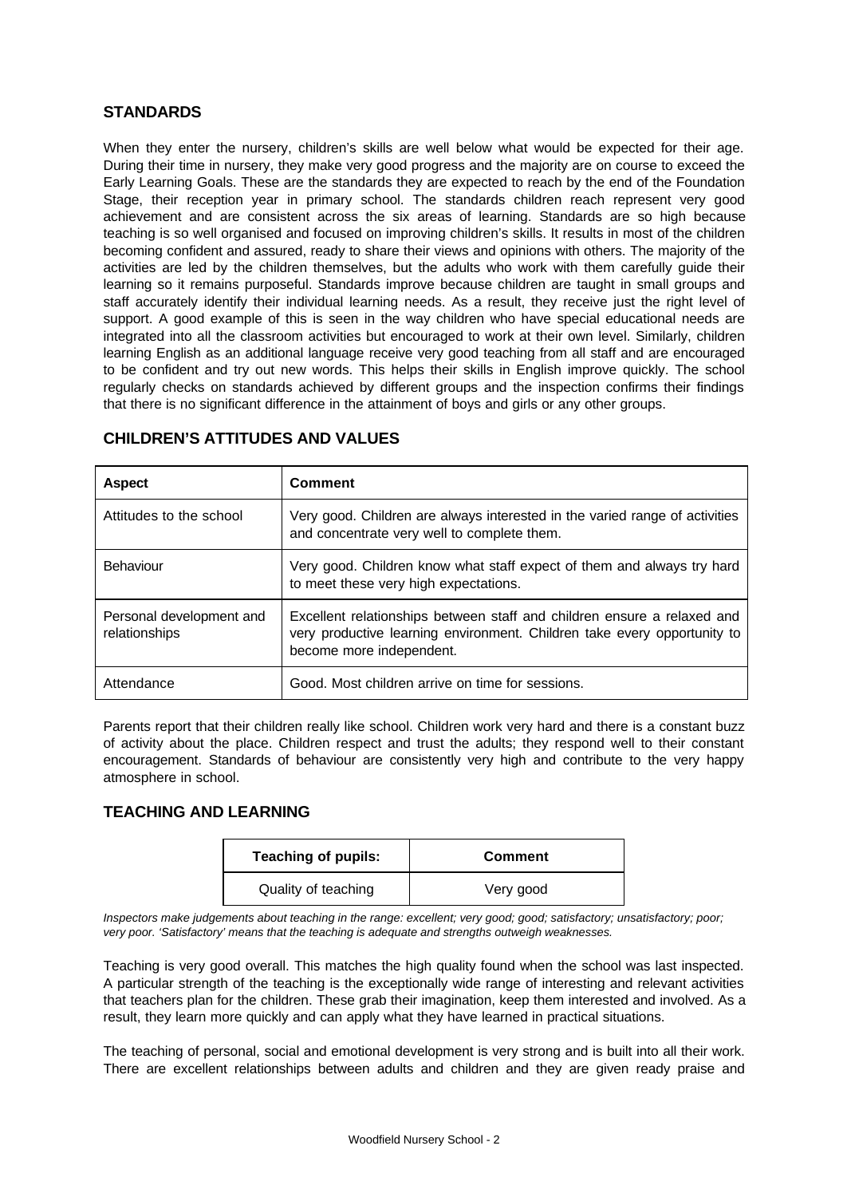## STANDARDS

When they enter the nursery, children's skills are well below what would be expected for their age. During their time in nursery, they make very good progress and the majority are on course to exceed the Early Learning Goals. These are the standards they are expected to reach by the end of the Foundation Stage, their reception year in primary school. The standards children reach represent very good achievement and are consistent across the six areas of learning. Standards are so high because teaching is so well organised and focused on improving children's skills. It results in most of the children becoming confident and assured, ready to share their views and opinions with others. The majority of the activities are led by the children themselves, but the adults who work with them carefully guide their learning so it remains purposeful. Standards improve because children are taught in small groups and staff accurately identify their individual learning needs. As a result, they receive just the right level of support. A good example of this is seen in the way children who have special educational needs are integrated into all the classroom activities but encouraged to work at their own level. Similarly, children learning English as an additional language receive very good teaching from all staff and are encouraged to be confident and try out new words. This helps their skills in English improve quickly. The school regularly checks on standards achieved by different groups and the inspection confirms their findings that there is no significant difference in the attainment of boys and girls or any other groups.

## CHILDREN'S ATTITUDES AND VALUES

| Aspect | Comment |
|---|---|
| Attitudes to the school | Very good. Children are always interested in the varied range of activities and concentrate very well to complete them. |
| Behaviour | Very good. Children know what staff expect of them and always try hard to meet these very high expectations. |
| Personal development and relationships | Excellent relationships between staff and children ensure a relaxed and very productive learning environment. Children take every opportunity to become more independent. |
| Attendance | Good. Most children arrive on time for sessions. |

Parents report that their children really like school. Children work very hard and there is a constant buzz of activity about the place. Children respect and trust the adults; they respond well to their constant encouragement. Standards of behaviour are consistently very high and contribute to the very happy atmosphere in school.

## TEACHING AND LEARNING

| Teaching of pupils: | Comment |
|---|---|
| Quality of teaching | Very good |

*Inspectors make judgements about teaching in the range: excellent; very good; good; satisfactory; unsatisfactory; poor; very poor. 'Satisfactory' means that the teaching is adequate and strengths outweigh weaknesses.*

Teaching is very good overall. This matches the high quality found when the school was last inspected. A particular strength of the teaching is the exceptionally wide range of interesting and relevant activities that teachers plan for the children. These grab their imagination, keep them interested and involved. As a result, they learn more quickly and can apply what they have learned in practical situations.

The teaching of personal, social and emotional development is very strong and is built into all their work. There are excellent relationships between adults and children and they are given ready praise and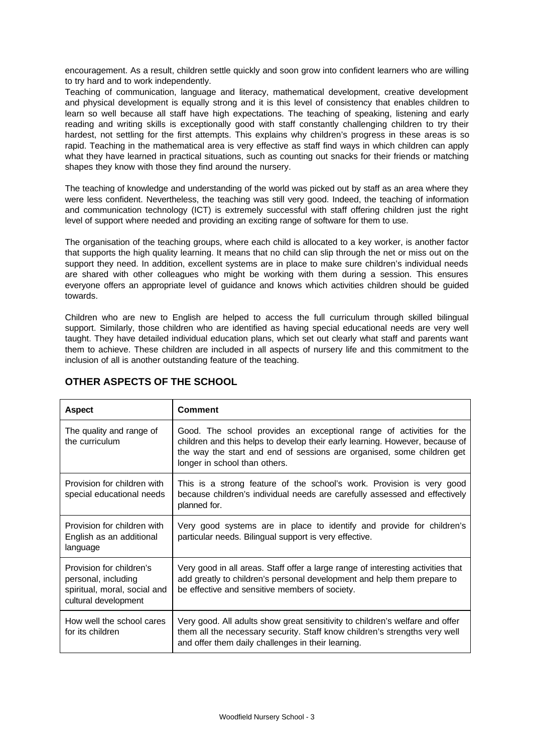encouragement. As a result, children settle quickly and soon grow into confident learners who are willing to try hard and to work independently.

Teaching of communication, language and literacy, mathematical development, creative development and physical development is equally strong and it is this level of consistency that enables children to learn so well because all staff have high expectations. The teaching of speaking, listening and early reading and writing skills is exceptionally good with staff constantly challenging children to try their hardest, not settling for the first attempts. This explains why children's progress in these areas is so rapid. Teaching in the mathematical area is very effective as staff find ways in which children can apply what they have learned in practical situations, such as counting out snacks for their friends or matching shapes they know with those they find around the nursery.

The teaching of knowledge and understanding of the world was picked out by staff as an area where they were less confident. Nevertheless, the teaching was still very good. Indeed, the teaching of information and communication technology (ICT) is extremely successful with staff offering children just the right level of support where needed and providing an exciting range of software for them to use.

The organisation of the teaching groups, where each child is allocated to a key worker, is another factor that supports the high quality learning. It means that no child can slip through the net or miss out on the support they need. In addition, excellent systems are in place to make sure children's individual needs are shared with other colleagues who might be working with them during a session. This ensures everyone offers an appropriate level of guidance and knows which activities children should be guided towards.

Children who are new to English are helped to access the full curriculum through skilled bilingual support. Similarly, those children who are identified as having special educational needs are very well taught. They have detailed individual education plans, which set out clearly what staff and parents want them to achieve. These children are included in all aspects of nursery life and this commitment to the inclusion of all is another outstanding feature of the teaching.

## OTHER ASPECTS OF THE SCHOOL

| Aspect | Comment |
|---|---|
| The quality and range of the curriculum | Good. The school provides an exceptional range of activities for the children and this helps to develop their early learning. However, because of the way the start and end of sessions are organised, some children get longer in school than others. |
| Provision for children with special educational needs | This is a strong feature of the school's work. Provision is very good because children's individual needs are carefully assessed and effectively planned for. |
| Provision for children with English as an additional language | Very good systems are in place to identify and provide for children's particular needs. Bilingual support is very effective. |
| Provision for children's personal, including spiritual, moral, social and cultural development | Very good in all areas. Staff offer a large range of interesting activities that add greatly to children's personal development and help them prepare to be effective and sensitive members of society. |
| How well the school cares for its children | Very good. All adults show great sensitivity to children's welfare and offer them all the necessary security. Staff know children's strengths very well and offer them daily challenges in their learning. |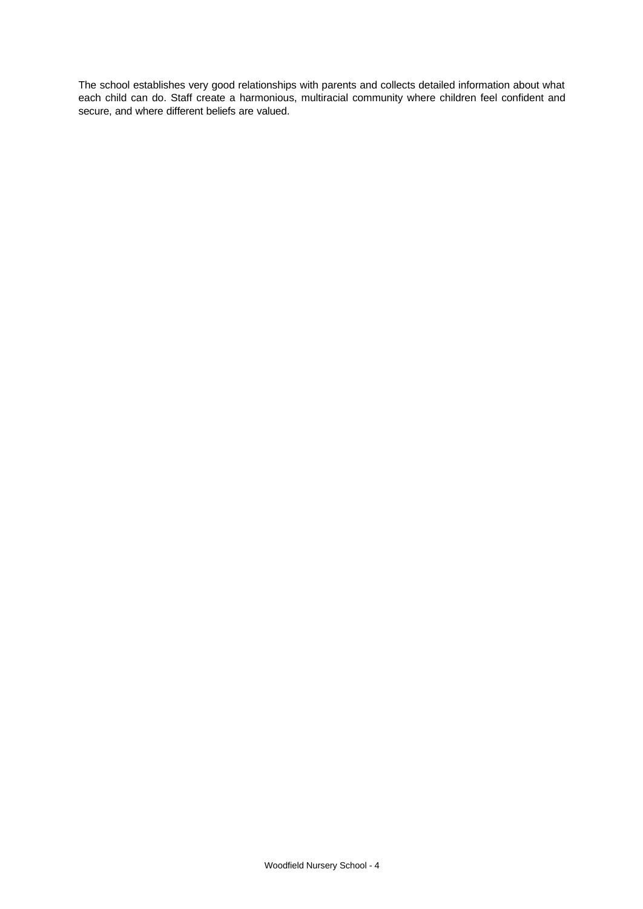The school establishes very good relationships with parents and collects detailed information about what each child can do. Staff create a harmonious, multiracial community where children feel confident and secure, and where different beliefs are valued.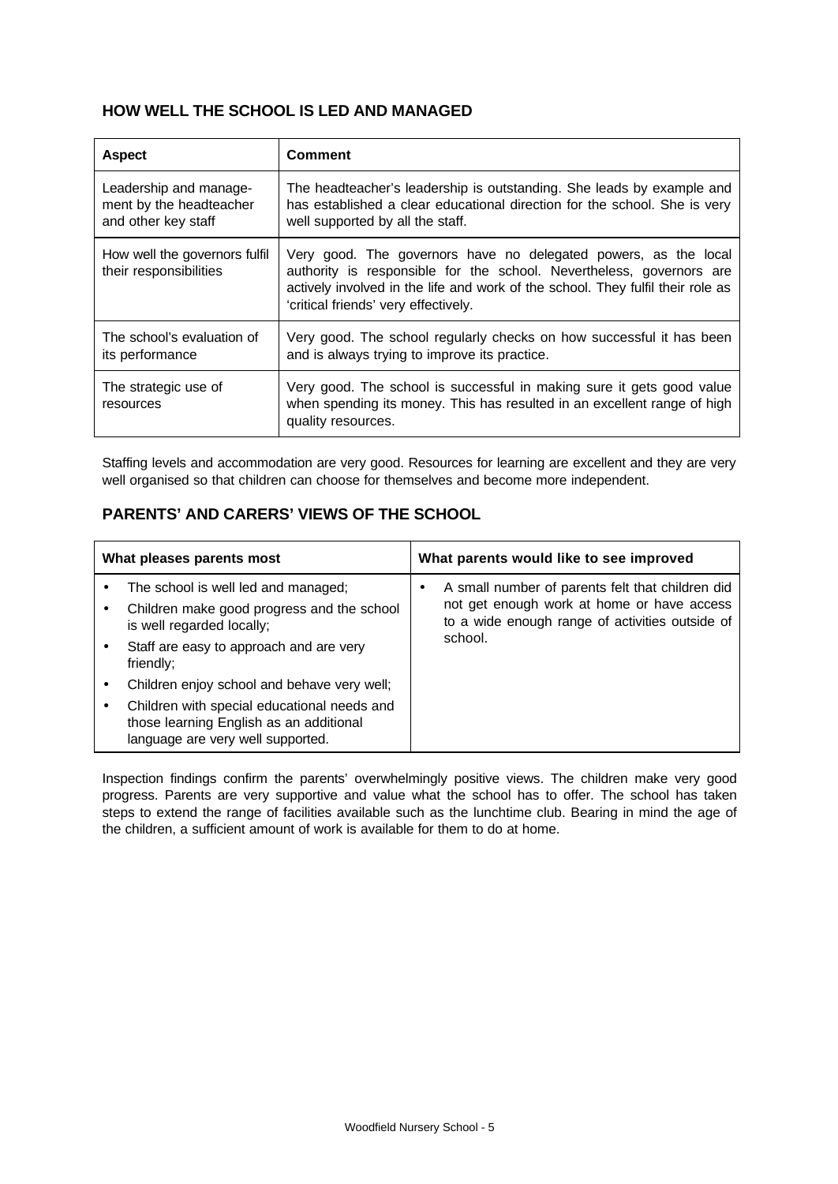## HOW WELL THE SCHOOL IS LED AND MANAGED

| Aspect | Comment |
|---|---|
| Leadership and management by the headteacher and other key staff | The headteacher's leadership is outstanding. She leads by example and has established a clear educational direction for the school. She is very well supported by all the staff. |
| How well the governors fulfil their responsibilities | Very good. The governors have no delegated powers, as the local authority is responsible for the school. Nevertheless, governors are actively involved in the life and work of the school. They fulfil their role as 'critical friends' very effectively. |
| The school's evaluation of its performance | Very good. The school regularly checks on how successful it has been and is always trying to improve its practice. |
| The strategic use of resources | Very good. The school is successful in making sure it gets good value when spending its money. This has resulted in an excellent range of high quality resources. |

Staffing levels and accommodation are very good. Resources for learning are excellent and they are very well organised so that children can choose for themselves and become more independent.

## PARENTS' AND CARERS' VIEWS OF THE SCHOOL

| What pleases parents most | What parents would like to see improved |
|---|---|
| • The school is well led and managed;<br>• Children make good progress and the school is well regarded locally;<br>• Staff are easy to approach and are very friendly;<br>• Children enjoy school and behave very well;<br>• Children with special educational needs and those learning English as an additional language are very well supported. | • A small number of parents felt that children did not get enough work at home or have access to a wide enough range of activities outside of school. |

Inspection findings confirm the parents' overwhelmingly positive views. The children make very good progress. Parents are very supportive and value what the school has to offer. The school has taken steps to extend the range of facilities available such as the lunchtime club. Bearing in mind the age of the children, a sufficient amount of work is available for them to do at home.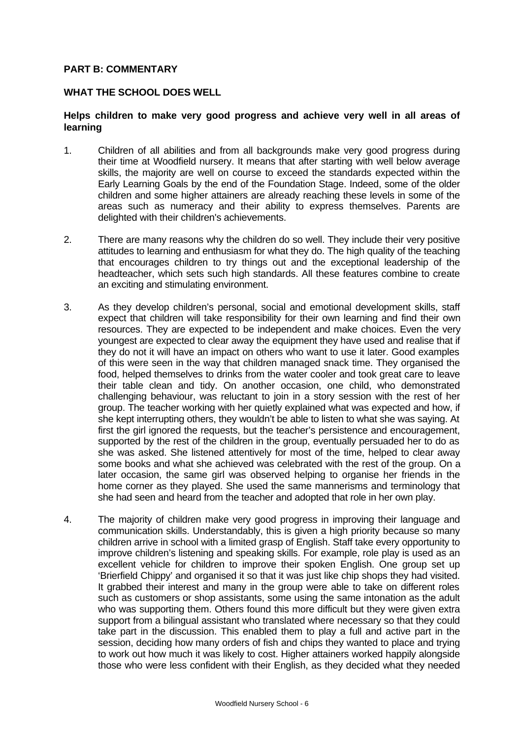## PART B: COMMENTARY

### WHAT THE SCHOOL DOES WELL

**Helps children to make very good progress and achieve very well in all areas of learning**

1. Children of all abilities and from all backgrounds make very good progress during their time at Woodfield nursery. It means that after starting with well below average skills, the majority are well on course to exceed the standards expected within the Early Learning Goals by the end of the Foundation Stage. Indeed, some of the older children and some higher attainers are already reaching these levels in some of the areas such as numeracy and their ability to express themselves. Parents are delighted with their children's achievements.

2. There are many reasons why the children do so well. They include their very positive attitudes to learning and enthusiasm for what they do. The high quality of the teaching that encourages children to try things out and the exceptional leadership of the headteacher, which sets such high standards. All these features combine to create an exciting and stimulating environment.

3. As they develop children's personal, social and emotional development skills, staff expect that children will take responsibility for their own learning and find their own resources. They are expected to be independent and make choices. Even the very youngest are expected to clear away the equipment they have used and realise that if they do not it will have an impact on others who want to use it later. Good examples of this were seen in the way that children managed snack time. They organised the food, helped themselves to drinks from the water cooler and took great care to leave their table clean and tidy. On another occasion, one child, who demonstrated challenging behaviour, was reluctant to join in a story session with the rest of her group. The teacher working with her quietly explained what was expected and how, if she kept interrupting others, they wouldn't be able to listen to what she was saying. At first the girl ignored the requests, but the teacher's persistence and encouragement, supported by the rest of the children in the group, eventually persuaded her to do as she was asked. She listened attentively for most of the time, helped to clear away some books and what she achieved was celebrated with the rest of the group. On a later occasion, the same girl was observed helping to organise her friends in the home corner as they played. She used the same mannerisms and terminology that she had seen and heard from the teacher and adopted that role in her own play.

4. The majority of children make very good progress in improving their language and communication skills. Understandably, this is given a high priority because so many children arrive in school with a limited grasp of English. Staff take every opportunity to improve children's listening and speaking skills. For example, role play is used as an excellent vehicle for children to improve their spoken English. One group set up 'Brierfield Chippy' and organised it so that it was just like chip shops they had visited. It grabbed their interest and many in the group were able to take on different roles such as customers or shop assistants, some using the same intonation as the adult who was supporting them. Others found this more difficult but they were given extra support from a bilingual assistant who translated where necessary so that they could take part in the discussion. This enabled them to play a full and active part in the session, deciding how many orders of fish and chips they wanted to place and trying to work out how much it was likely to cost. Higher attainers worked happily alongside those who were less confident with their English, as they decided what they needed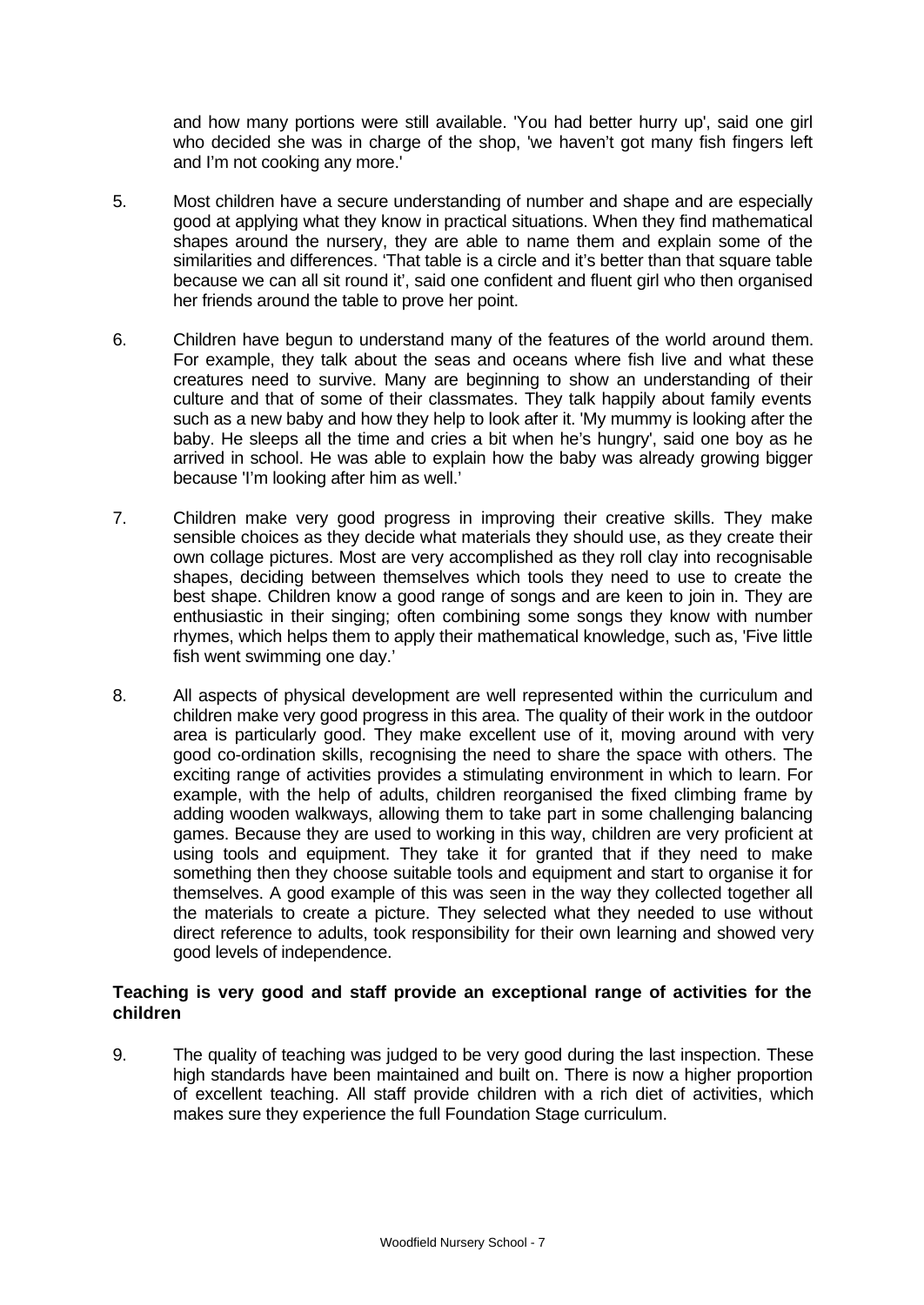and how many portions were still available. 'You had better hurry up', said one girl who decided she was in charge of the shop, 'we haven't got many fish fingers left and I'm not cooking any more.'

5. Most children have a secure understanding of number and shape and are especially good at applying what they know in practical situations. When they find mathematical shapes around the nursery, they are able to name them and explain some of the similarities and differences. 'That table is a circle and it's better than that square table because we can all sit round it', said one confident and fluent girl who then organised her friends around the table to prove her point.

6. Children have begun to understand many of the features of the world around them. For example, they talk about the seas and oceans where fish live and what these creatures need to survive. Many are beginning to show an understanding of their culture and that of some of their classmates. They talk happily about family events such as a new baby and how they help to look after it. 'My mummy is looking after the baby. He sleeps all the time and cries a bit when he's hungry', said one boy as he arrived in school. He was able to explain how the baby was already growing bigger because 'I'm looking after him as well.'

7. Children make very good progress in improving their creative skills. They make sensible choices as they decide what materials they should use, as they create their own collage pictures. Most are very accomplished as they roll clay into recognisable shapes, deciding between themselves which tools they need to use to create the best shape. Children know a good range of songs and are keen to join in. They are enthusiastic in their singing; often combining some songs they know with number rhymes, which helps them to apply their mathematical knowledge, such as, 'Five little fish went swimming one day.'

8. All aspects of physical development are well represented within the curriculum and children make very good progress in this area. The quality of their work in the outdoor area is particularly good. They make excellent use of it, moving around with very good co-ordination skills, recognising the need to share the space with others. The exciting range of activities provides a stimulating environment in which to learn. For example, with the help of adults, children reorganised the fixed climbing frame by adding wooden walkways, allowing them to take part in some challenging balancing games. Because they are used to working in this way, children are very proficient at using tools and equipment. They take it for granted that if they need to make something then they choose suitable tools and equipment and start to organise it for themselves. A good example of this was seen in the way they collected together all the materials to create a picture. They selected what they needed to use without direct reference to adults, took responsibility for their own learning and showed very good levels of independence.

**Teaching is very good and staff provide an exceptional range of activities for the children**

9. The quality of teaching was judged to be very good during the last inspection. These high standards have been maintained and built on. There is now a higher proportion of excellent teaching. All staff provide children with a rich diet of activities, which makes sure they experience the full Foundation Stage curriculum.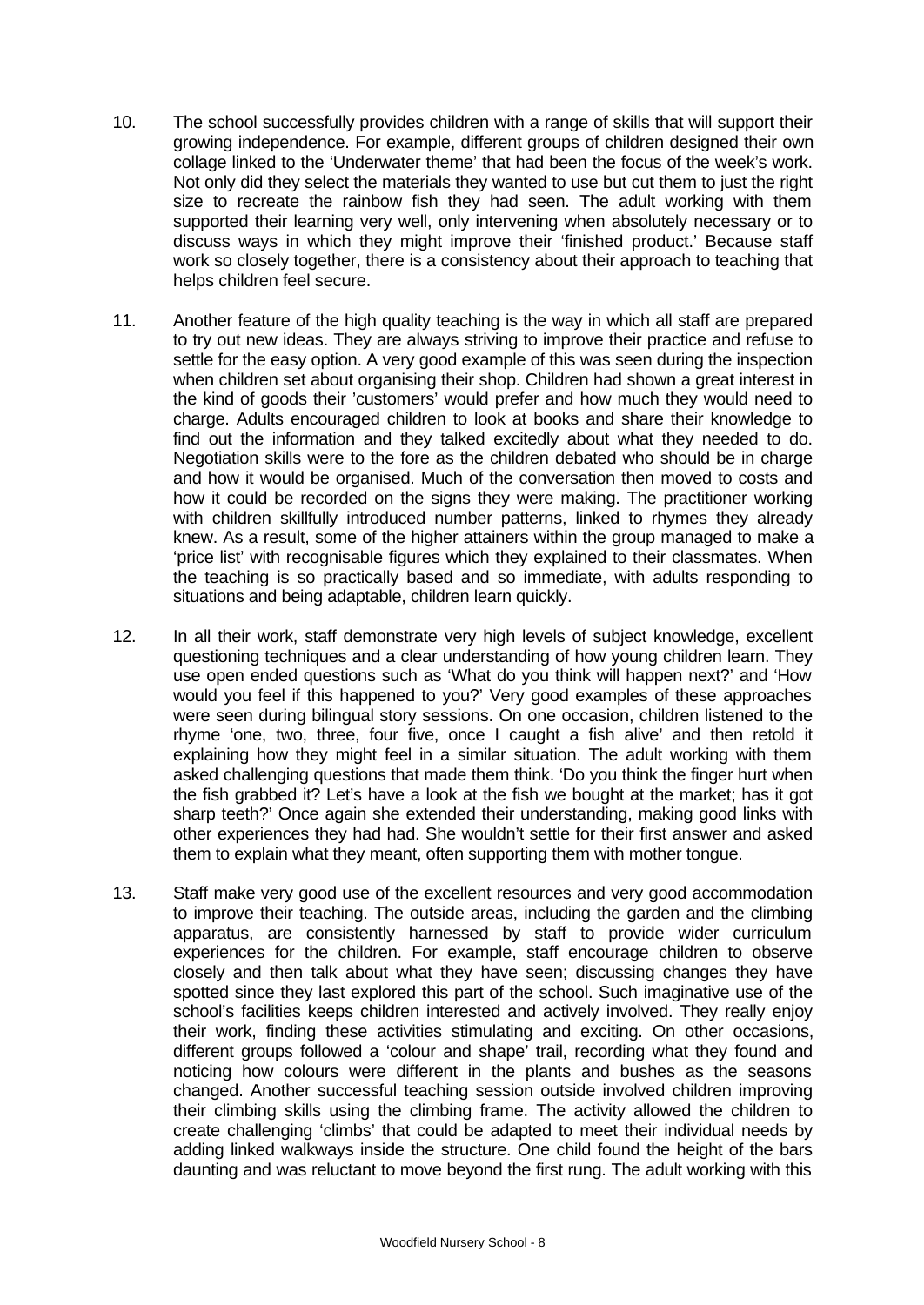10. The school successfully provides children with a range of skills that will support their growing independence. For example, different groups of children designed their own collage linked to the 'Underwater theme' that had been the focus of the week's work. Not only did they select the materials they wanted to use but cut them to just the right size to recreate the rainbow fish they had seen. The adult working with them supported their learning very well, only intervening when absolutely necessary or to discuss ways in which they might improve their 'finished product.' Because staff work so closely together, there is a consistency about their approach to teaching that helps children feel secure.

11. Another feature of the high quality teaching is the way in which all staff are prepared to try out new ideas. They are always striving to improve their practice and refuse to settle for the easy option. A very good example of this was seen during the inspection when children set about organising their shop. Children had shown a great interest in the kind of goods their 'customers' would prefer and how much they would need to charge. Adults encouraged children to look at books and share their knowledge to find out the information and they talked excitedly about what they needed to do. Negotiation skills were to the fore as the children debated who should be in charge and how it would be organised. Much of the conversation then moved to costs and how it could be recorded on the signs they were making. The practitioner working with children skillfully introduced number patterns, linked to rhymes they already knew. As a result, some of the higher attainers within the group managed to make a 'price list' with recognisable figures which they explained to their classmates. When the teaching is so practically based and so immediate, with adults responding to situations and being adaptable, children learn quickly.

12. In all their work, staff demonstrate very high levels of subject knowledge, excellent questioning techniques and a clear understanding of how young children learn. They use open ended questions such as 'What do you think will happen next?' and 'How would you feel if this happened to you?' Very good examples of these approaches were seen during bilingual story sessions. On one occasion, children listened to the rhyme 'one, two, three, four five, once I caught a fish alive' and then retold it explaining how they might feel in a similar situation. The adult working with them asked challenging questions that made them think. 'Do you think the finger hurt when the fish grabbed it? Let's have a look at the fish we bought at the market; has it got sharp teeth?' Once again she extended their understanding, making good links with other experiences they had had. She wouldn't settle for their first answer and asked them to explain what they meant, often supporting them with mother tongue.

13. Staff make very good use of the excellent resources and very good accommodation to improve their teaching. The outside areas, including the garden and the climbing apparatus, are consistently harnessed by staff to provide wider curriculum experiences for the children. For example, staff encourage children to observe closely and then talk about what they have seen; discussing changes they have spotted since they last explored this part of the school. Such imaginative use of the school's facilities keeps children interested and actively involved. They really enjoy their work, finding these activities stimulating and exciting. On other occasions, different groups followed a 'colour and shape' trail, recording what they found and noticing how colours were different in the plants and bushes as the seasons changed. Another successful teaching session outside involved children improving their climbing skills using the climbing frame. The activity allowed the children to create challenging 'climbs' that could be adapted to meet their individual needs by adding linked walkways inside the structure. One child found the height of the bars daunting and was reluctant to move beyond the first rung. The adult working with this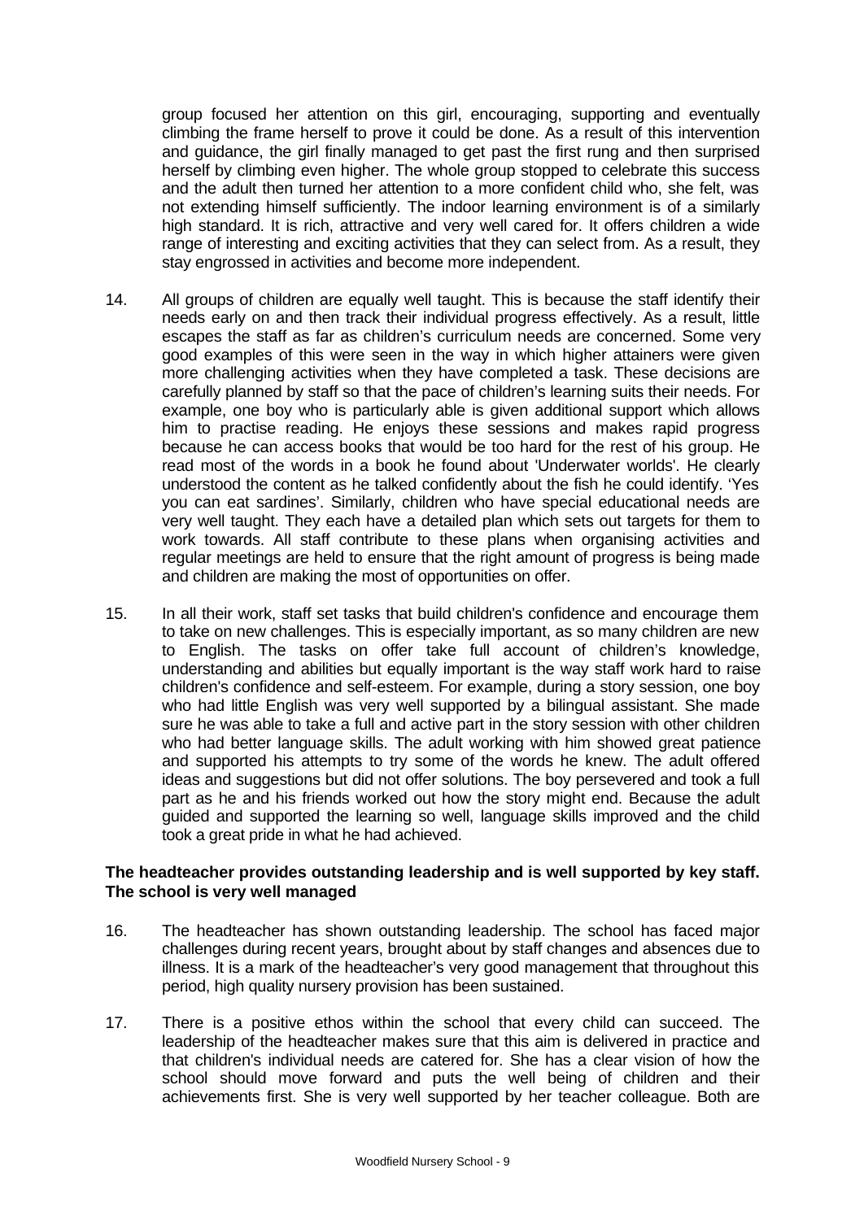group focused her attention on this girl, encouraging, supporting and eventually climbing the frame herself to prove it could be done. As a result of this intervention and guidance, the girl finally managed to get past the first rung and then surprised herself by climbing even higher. The whole group stopped to celebrate this success and the adult then turned her attention to a more confident child who, she felt, was not extending himself sufficiently. The indoor learning environment is of a similarly high standard. It is rich, attractive and very well cared for. It offers children a wide range of interesting and exciting activities that they can select from. As a result, they stay engrossed in activities and become more independent.

14. All groups of children are equally well taught. This is because the staff identify their needs early on and then track their individual progress effectively. As a result, little escapes the staff as far as children's curriculum needs are concerned. Some very good examples of this were seen in the way in which higher attainers were given more challenging activities when they have completed a task. These decisions are carefully planned by staff so that the pace of children's learning suits their needs. For example, one boy who is particularly able is given additional support which allows him to practise reading. He enjoys these sessions and makes rapid progress because he can access books that would be too hard for the rest of his group. He read most of the words in a book he found about 'Underwater worlds'. He clearly understood the content as he talked confidently about the fish he could identify. 'Yes you can eat sardines'. Similarly, children who have special educational needs are very well taught. They each have a detailed plan which sets out targets for them to work towards. All staff contribute to these plans when organising activities and regular meetings are held to ensure that the right amount of progress is being made and children are making the most of opportunities on offer.

15. In all their work, staff set tasks that build children's confidence and encourage them to take on new challenges. This is especially important, as so many children are new to English. The tasks on offer take full account of children's knowledge, understanding and abilities but equally important is the way staff work hard to raise children's confidence and self-esteem. For example, during a story session, one boy who had little English was very well supported by a bilingual assistant. She made sure he was able to take a full and active part in the story session with other children who had better language skills. The adult working with him showed great patience and supported his attempts to try some of the words he knew. The adult offered ideas and suggestions but did not offer solutions. The boy persevered and took a full part as he and his friends worked out how the story might end. Because the adult guided and supported the learning so well, language skills improved and the child took a great pride in what he had achieved.

**The headteacher provides outstanding leadership and is well supported by key staff. The school is very well managed**

16. The headteacher has shown outstanding leadership. The school has faced major challenges during recent years, brought about by staff changes and absences due to illness. It is a mark of the headteacher's very good management that throughout this period, high quality nursery provision has been sustained.

17. There is a positive ethos within the school that every child can succeed. The leadership of the headteacher makes sure that this aim is delivered in practice and that children's individual needs are catered for. She has a clear vision of how the school should move forward and puts the well being of children and their achievements first. She is very well supported by her teacher colleague. Both are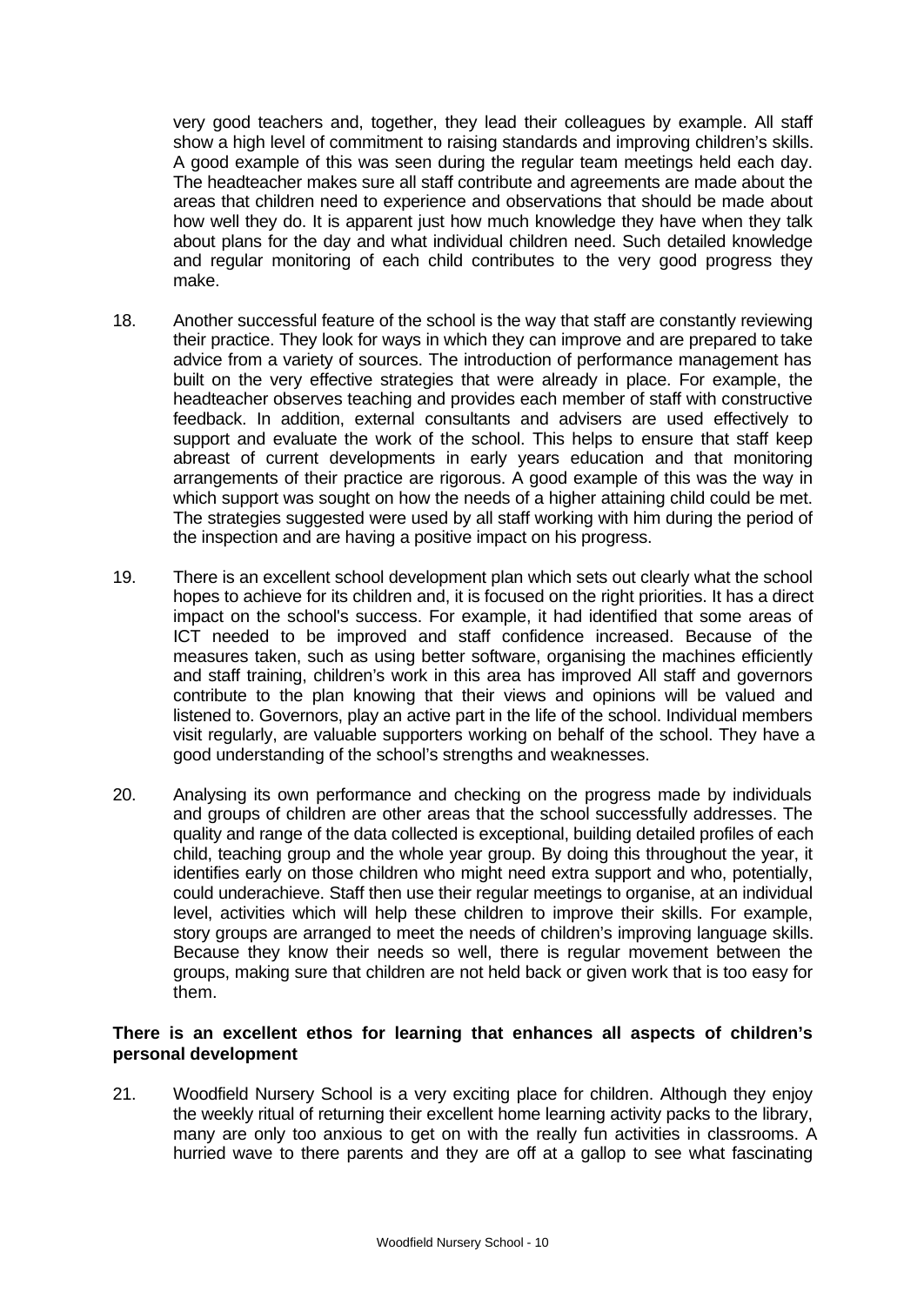very good teachers and, together, they lead their colleagues by example. All staff show a high level of commitment to raising standards and improving children's skills. A good example of this was seen during the regular team meetings held each day. The headteacher makes sure all staff contribute and agreements are made about the areas that children need to experience and observations that should be made about how well they do. It is apparent just how much knowledge they have when they talk about plans for the day and what individual children need. Such detailed knowledge and regular monitoring of each child contributes to the very good progress they make.

18. Another successful feature of the school is the way that staff are constantly reviewing their practice. They look for ways in which they can improve and are prepared to take advice from a variety of sources. The introduction of performance management has built on the very effective strategies that were already in place. For example, the headteacher observes teaching and provides each member of staff with constructive feedback. In addition, external consultants and advisers are used effectively to support and evaluate the work of the school. This helps to ensure that staff keep abreast of current developments in early years education and that monitoring arrangements of their practice are rigorous. A good example of this was the way in which support was sought on how the needs of a higher attaining child could be met. The strategies suggested were used by all staff working with him during the period of the inspection and are having a positive impact on his progress.

19. There is an excellent school development plan which sets out clearly what the school hopes to achieve for its children and, it is focused on the right priorities. It has a direct impact on the school's success. For example, it had identified that some areas of ICT needed to be improved and staff confidence increased. Because of the measures taken, such as using better software, organising the machines efficiently and staff training, children's work in this area has improved All staff and governors contribute to the plan knowing that their views and opinions will be valued and listened to. Governors, play an active part in the life of the school. Individual members visit regularly, are valuable supporters working on behalf of the school. They have a good understanding of the school's strengths and weaknesses.

20. Analysing its own performance and checking on the progress made by individuals and groups of children are other areas that the school successfully addresses. The quality and range of the data collected is exceptional, building detailed profiles of each child, teaching group and the whole year group. By doing this throughout the year, it identifies early on those children who might need extra support and who, potentially, could underachieve. Staff then use their regular meetings to organise, at an individual level, activities which will help these children to improve their skills. For example, story groups are arranged to meet the needs of children's improving language skills. Because they know their needs so well, there is regular movement between the groups, making sure that children are not held back or given work that is too easy for them.

**There is an excellent ethos for learning that enhances all aspects of children's personal development**

21. Woodfield Nursery School is a very exciting place for children. Although they enjoy the weekly ritual of returning their excellent home learning activity packs to the library, many are only too anxious to get on with the really fun activities in classrooms. A hurried wave to there parents and they are off at a gallop to see what fascinating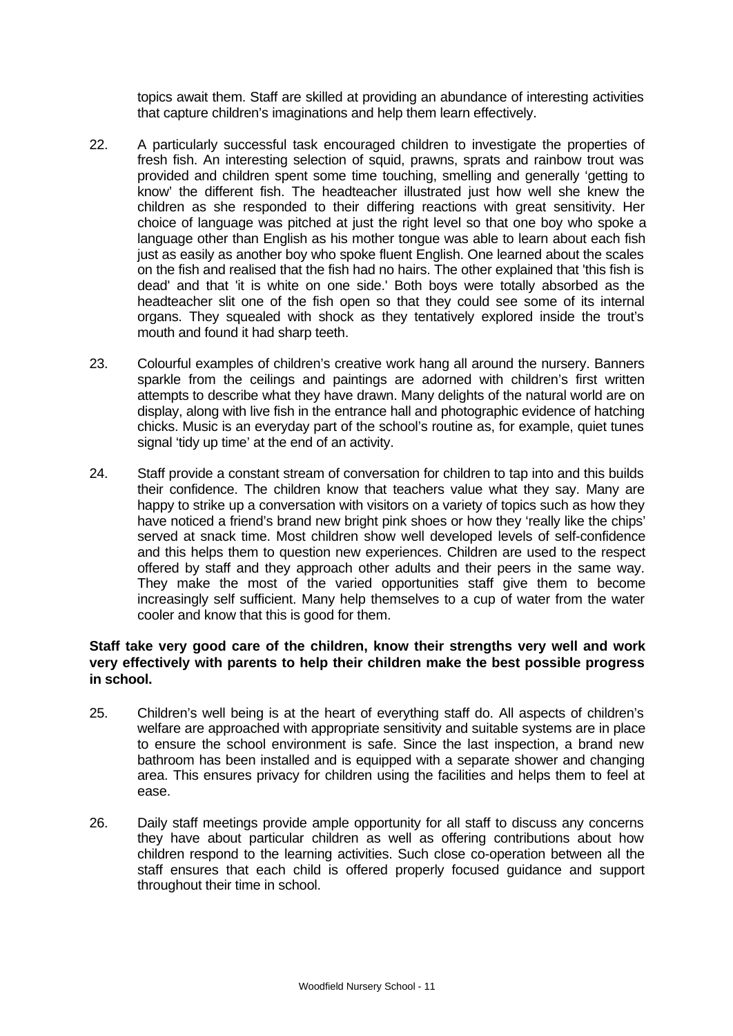topics await them. Staff are skilled at providing an abundance of interesting activities that capture children's imaginations and help them learn effectively.

22. A particularly successful task encouraged children to investigate the properties of fresh fish. An interesting selection of squid, prawns, sprats and rainbow trout was provided and children spent some time touching, smelling and generally 'getting to know' the different fish. The headteacher illustrated just how well she knew the children as she responded to their differing reactions with great sensitivity. Her choice of language was pitched at just the right level so that one boy who spoke a language other than English as his mother tongue was able to learn about each fish just as easily as another boy who spoke fluent English. One learned about the scales on the fish and realised that the fish had no hairs. The other explained that 'this fish is dead' and that 'it is white on one side.' Both boys were totally absorbed as the headteacher slit one of the fish open so that they could see some of its internal organs. They squealed with shock as they tentatively explored inside the trout's mouth and found it had sharp teeth.

23. Colourful examples of children's creative work hang all around the nursery. Banners sparkle from the ceilings and paintings are adorned with children's first written attempts to describe what they have drawn. Many delights of the natural world are on display, along with live fish in the entrance hall and photographic evidence of hatching chicks. Music is an everyday part of the school's routine as, for example, quiet tunes signal 'tidy up time' at the end of an activity.

24. Staff provide a constant stream of conversation for children to tap into and this builds their confidence. The children know that teachers value what they say. Many are happy to strike up a conversation with visitors on a variety of topics such as how they have noticed a friend's brand new bright pink shoes or how they 'really like the chips' served at snack time. Most children show well developed levels of self-confidence and this helps them to question new experiences. Children are used to the respect offered by staff and they approach other adults and their peers in the same way. They make the most of the varied opportunities staff give them to become increasingly self sufficient. Many help themselves to a cup of water from the water cooler and know that this is good for them.

**Staff take very good care of the children, know their strengths very well and work very effectively with parents to help their children make the best possible progress in school.**

25. Children's well being is at the heart of everything staff do. All aspects of children's welfare are approached with appropriate sensitivity and suitable systems are in place to ensure the school environment is safe. Since the last inspection, a brand new bathroom has been installed and is equipped with a separate shower and changing area. This ensures privacy for children using the facilities and helps them to feel at ease.

26. Daily staff meetings provide ample opportunity for all staff to discuss any concerns they have about particular children as well as offering contributions about how children respond to the learning activities. Such close co-operation between all the staff ensures that each child is offered properly focused guidance and support throughout their time in school.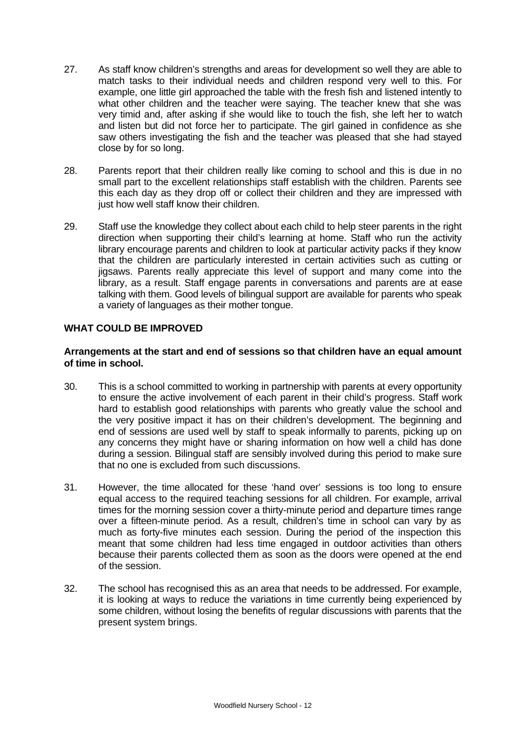27. As staff know children's strengths and areas for development so well they are able to match tasks to their individual needs and children respond very well to this. For example, one little girl approached the table with the fresh fish and listened intently to what other children and the teacher were saying. The teacher knew that she was very timid and, after asking if she would like to touch the fish, she left her to watch and listen but did not force her to participate. The girl gained in confidence as she saw others investigating the fish and the teacher was pleased that she had stayed close by for so long.

28. Parents report that their children really like coming to school and this is due in no small part to the excellent relationships staff establish with the children. Parents see this each day as they drop off or collect their children and they are impressed with just how well staff know their children.

29. Staff use the knowledge they collect about each child to help steer parents in the right direction when supporting their child's learning at home. Staff who run the activity library encourage parents and children to look at particular activity packs if they know that the children are particularly interested in certain activities such as cutting or jigsaws. Parents really appreciate this level of support and many come into the library, as a result. Staff engage parents in conversations and parents are at ease talking with them. Good levels of bilingual support are available for parents who speak a variety of languages as their mother tongue.

## WHAT COULD BE IMPROVED

**Arrangements at the start and end of sessions so that children have an equal amount of time in school.**

30. This is a school committed to working in partnership with parents at every opportunity to ensure the active involvement of each parent in their child's progress. Staff work hard to establish good relationships with parents who greatly value the school and the very positive impact it has on their children's development. The beginning and end of sessions are used well by staff to speak informally to parents, picking up on any concerns they might have or sharing information on how well a child has done during a session. Bilingual staff are sensibly involved during this period to make sure that no one is excluded from such discussions.

31. However, the time allocated for these 'hand over' sessions is too long to ensure equal access to the required teaching sessions for all children. For example, arrival times for the morning session cover a thirty-minute period and departure times range over a fifteen-minute period. As a result, children's time in school can vary by as much as forty-five minutes each session. During the period of the inspection this meant that some children had less time engaged in outdoor activities than others because their parents collected them as soon as the doors were opened at the end of the session.

32. The school has recognised this as an area that needs to be addressed. For example, it is looking at ways to reduce the variations in time currently being experienced by some children, without losing the benefits of regular discussions with parents that the present system brings.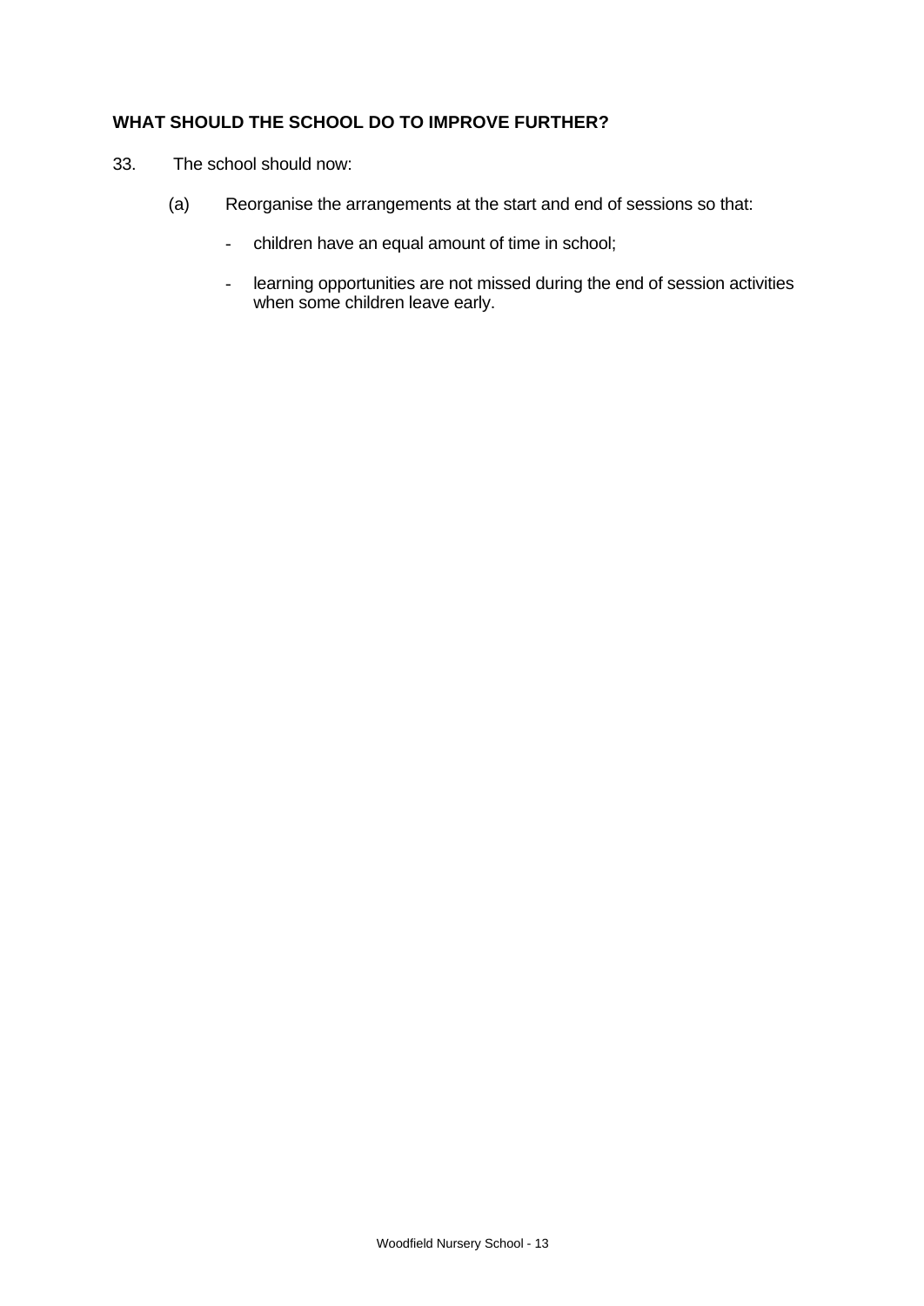## WHAT SHOULD THE SCHOOL DO TO IMPROVE FURTHER?

33. The school should now:

(a) Reorganise the arrangements at the start and end of sessions so that:

- children have an equal amount of time in school;
- learning opportunities are not missed during the end of session activities when some children leave early.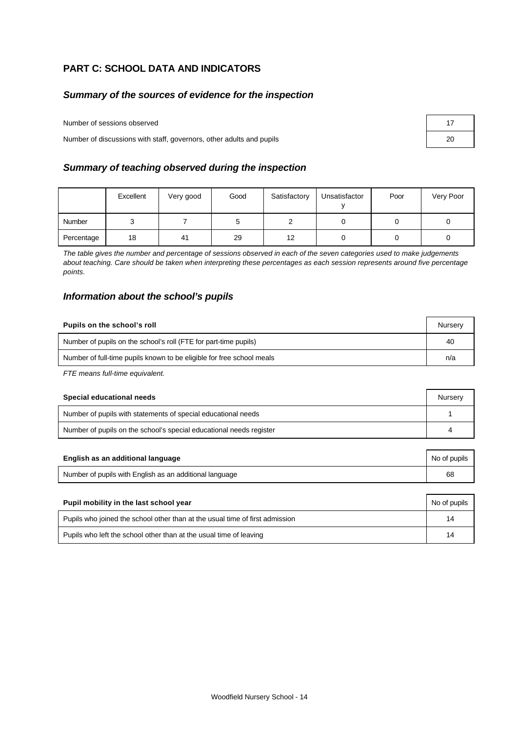## PART C: SCHOOL DATA AND INDICATORS

### *Summary of the sources of evidence for the inspection*

| | |
|---|---|
| Number of sessions observed | 17 |
| Number of discussions with staff, governors, other adults and pupils | 20 |

### *Summary of teaching observed during the inspection*

| | Excellent | Very good | Good | Satisfactory | Unsatisfactory | Poor | Very Poor |
|---|---|---|---|---|---|---|---|
| Number | 3 | 7 | 5 | 2 | 0 | 0 | 0 |
| Percentage | 18 | 41 | 29 | 12 | 0 | 0 | 0 |

*The table gives the number and percentage of sessions observed in each of the seven categories used to make judgements about teaching. Care should be taken when interpreting these percentages as each session represents around five percentage points.*

### *Information about the school's pupils*

| **Pupils on the school's roll** | Nursery |
|---|---|
| Number of pupils on the school's roll (FTE for part-time pupils) | 40 |
| Number of full-time pupils known to be eligible for free school meals | n/a |

*FTE means full-time equivalent.*

| **Special educational needs** | Nursery |
|---|---|
| Number of pupils with statements of special educational needs | 1 |
| Number of pupils on the school's special educational needs register | 4 |

| **English as an additional language** | No of pupils |
|---|---|
| Number of pupils with English as an additional language | 68 |

| **Pupil mobility in the last school year** | No of pupils |
|---|---|
| Pupils who joined the school other than at the usual time of first admission | 14 |
| Pupils who left the school other than at the usual time of leaving | 14 |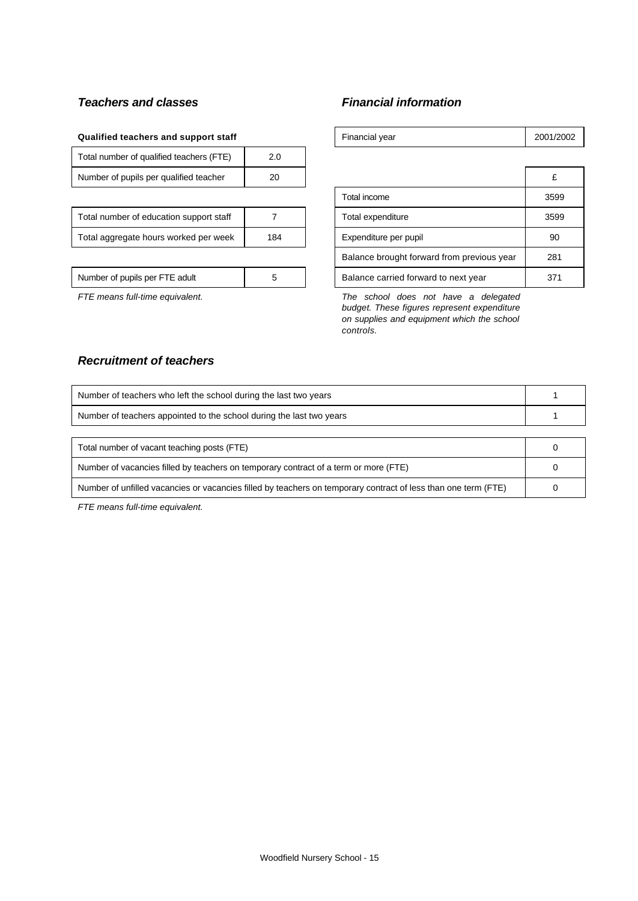### *Teachers and classes*

**Qualified teachers and support staff**

| | |
|---|---|
| Total number of qualified teachers (FTE) | 2.0 |
| Number of pupils per qualified teacher | 20 |

| | |
|---|---|
| Total number of education support staff | 7 |
| Total aggregate hours worked per week | 184 |

| | |
|---|---|
| Number of pupils per FTE adult | 5 |

*FTE means full-time equivalent.*

### *Financial information*

| | |
|---|---|
| Financial year | 2001/2002 |

| | £ |
|---|---|
| Total income | 3599 |
| Total expenditure | 3599 |
| Expenditure per pupil | 90 |
| Balance brought forward from previous year | 281 |
| Balance carried forward to next year | 371 |

*The school does not have a delegated budget. These figures represent expenditure on supplies and equipment which the school controls.*

### *Recruitment of teachers*

| | |
|---|---|
| Number of teachers who left the school during the last two years | 1 |
| Number of teachers appointed to the school during the last two years | 1 |

| | |
|---|---|
| Total number of vacant teaching posts (FTE) | 0 |
| Number of vacancies filled by teachers on temporary contract of a term or more (FTE) | 0 |
| Number of unfilled vacancies or vacancies filled by teachers on temporary contract of less than one term (FTE) | 0 |

*FTE means full-time equivalent.*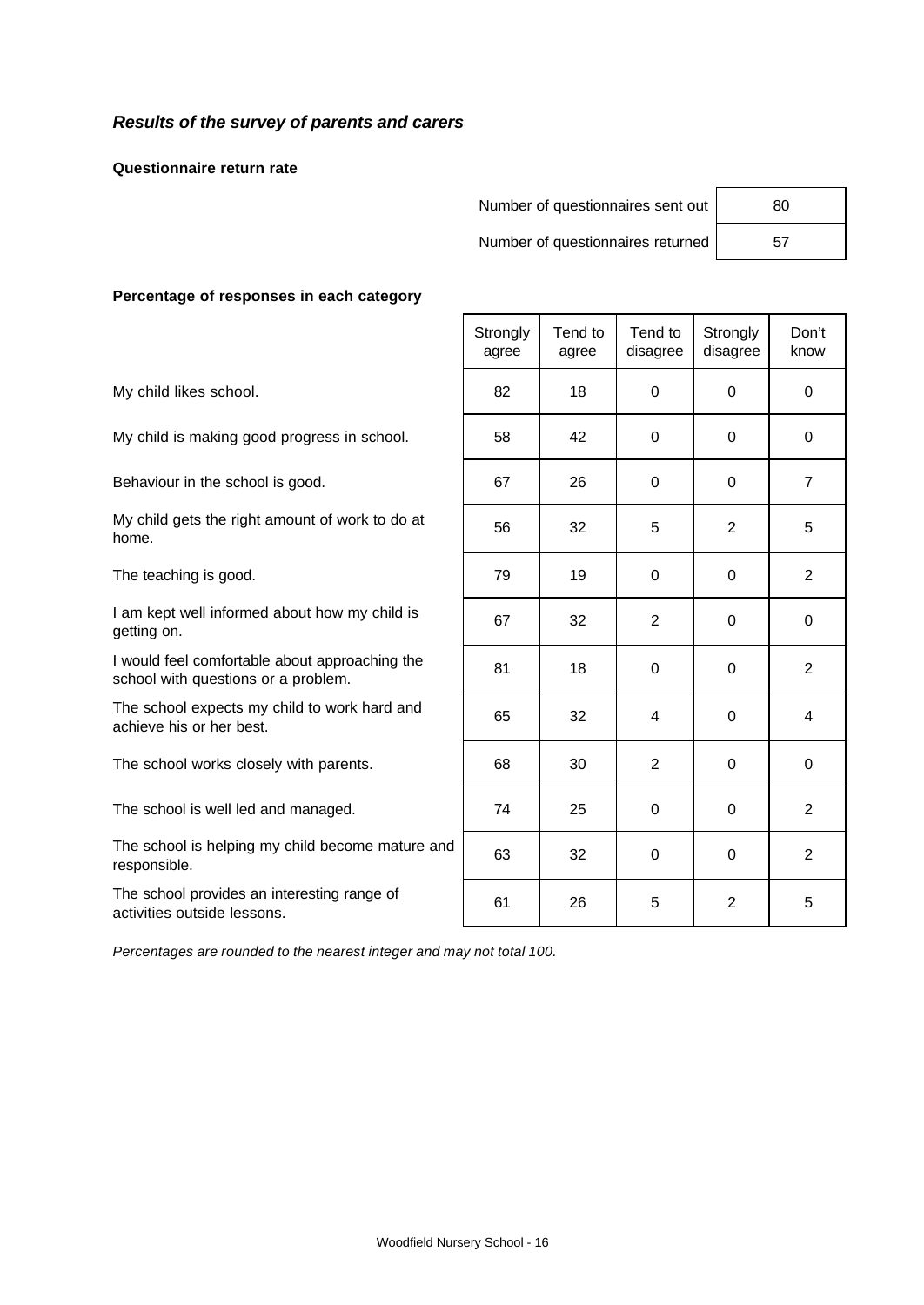### *Results of the survey of parents and carers*

**Questionnaire return rate**

| | |
|---|---|
| Number of questionnaires sent out | 80 |
| Number of questionnaires returned | 57 |

**Percentage of responses in each category**

| | Strongly agree | Tend to agree | Tend to disagree | Strongly disagree | Don't know |
|---|---|---|---|---|---|
| My child likes school. | 82 | 18 | 0 | 0 | 0 |
| My child is making good progress in school. | 58 | 42 | 0 | 0 | 0 |
| Behaviour in the school is good. | 67 | 26 | 0 | 0 | 7 |
| My child gets the right amount of work to do at home. | 56 | 32 | 5 | 2 | 5 |
| The teaching is good. | 79 | 19 | 0 | 0 | 2 |
| I am kept well informed about how my child is getting on. | 67 | 32 | 2 | 0 | 0 |
| I would feel comfortable about approaching the school with questions or a problem. | 81 | 18 | 0 | 0 | 2 |
| The school expects my child to work hard and achieve his or her best. | 65 | 32 | 4 | 0 | 4 |
| The school works closely with parents. | 68 | 30 | 2 | 0 | 0 |
| The school is well led and managed. | 74 | 25 | 0 | 0 | 2 |
| The school is helping my child become mature and responsible. | 63 | 32 | 0 | 0 | 2 |
| The school provides an interesting range of activities outside lessons. | 61 | 26 | 5 | 2 | 5 |

*Percentages are rounded to the nearest integer and may not total 100.*